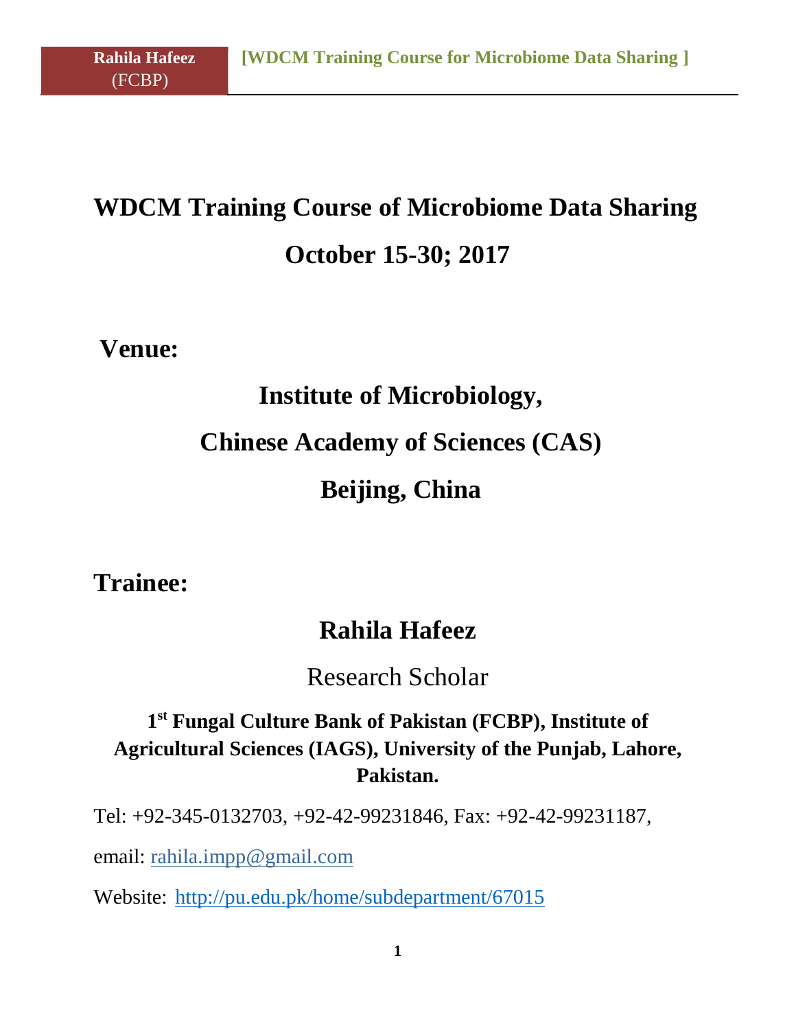# WDCM Training Course of Microbiome Data Sharing

## October 15-30; 2017

**Venue:**

## Institute of Microbiology,

## Chinese Academy of Sciences (CAS)

## Beijing, China

**Trainee:**

## Rahila Hafeez

Research Scholar

**1st Fungal Culture Bank of Pakistan (FCBP), Institute of Agricultural Sciences (IAGS), University of the Punjab, Lahore, Pakistan.**

Tel: +92-345-0132703, +92-42-99231846, Fax: +92-42-99231187,

email: rahila.impp@gmail.com

Website: http://pu.edu.pk/home/subdepartment/67015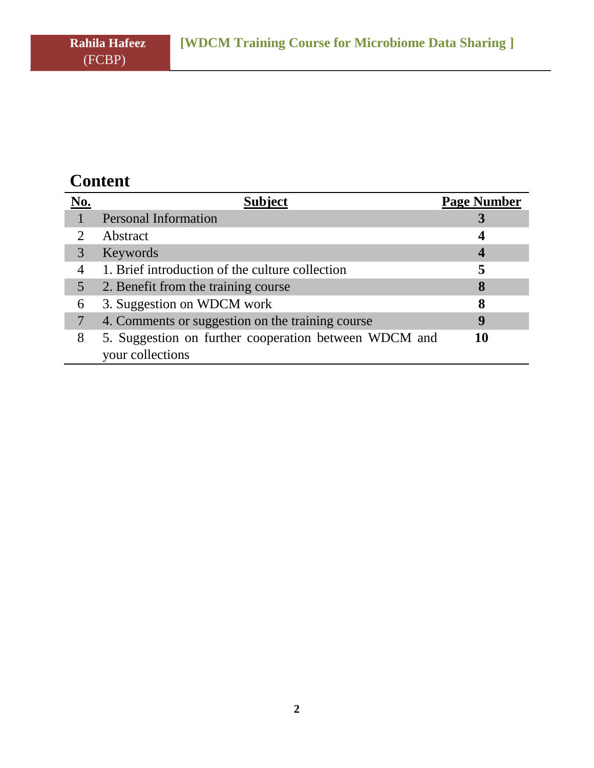## Content

| No. | Subject | Page Number |
|---|---|---|
| 1 | Personal Information | **3** |
| 2 | Abstract | **4** |
| 3 | Keywords | **4** |
| 4 | 1. Brief introduction of the culture collection | **5** |
| 5 | 2. Benefit from the training course | **8** |
| 6 | 3. Suggestion on WDCM work | **8** |
| 7 | 4. Comments or suggestion on the training course | **9** |
| 8 | 5. Suggestion on further cooperation between WDCM and your collections | **10** |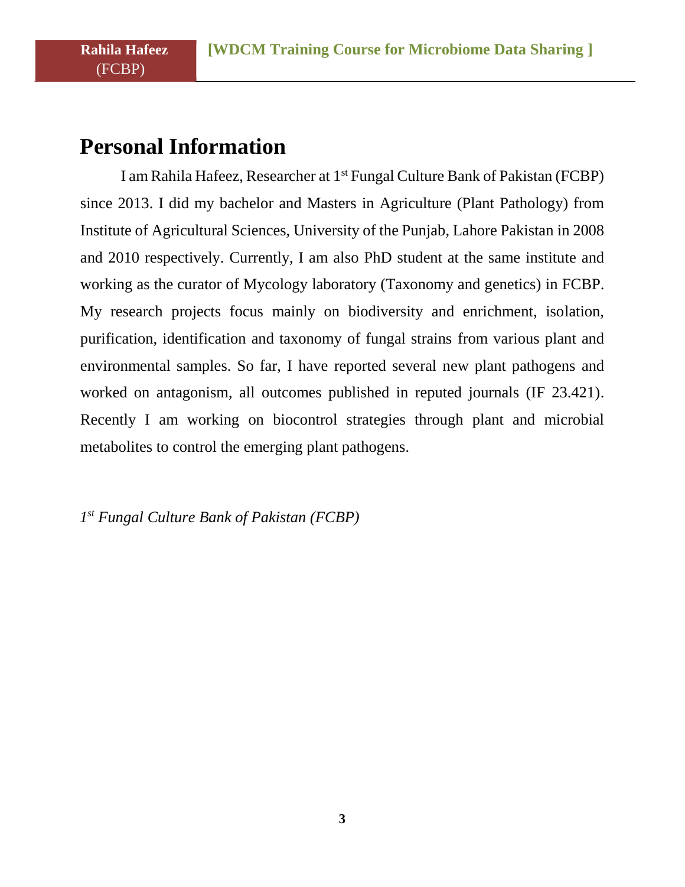# Personal Information

I am Rahila Hafeez, Researcher at 1st Fungal Culture Bank of Pakistan (FCBP) since 2013. I did my bachelor and Masters in Agriculture (Plant Pathology) from Institute of Agricultural Sciences, University of the Punjab, Lahore Pakistan in 2008 and 2010 respectively. Currently, I am also PhD student at the same institute and working as the curator of Mycology laboratory (Taxonomy and genetics) in FCBP. My research projects focus mainly on biodiversity and enrichment, isolation, purification, identification and taxonomy of fungal strains from various plant and environmental samples. So far, I have reported several new plant pathogens and worked on antagonism, all outcomes published in reputed journals (IF 23.421). Recently I am working on biocontrol strategies through plant and microbial metabolites to control the emerging plant pathogens.

*1st Fungal Culture Bank of Pakistan (FCBP)*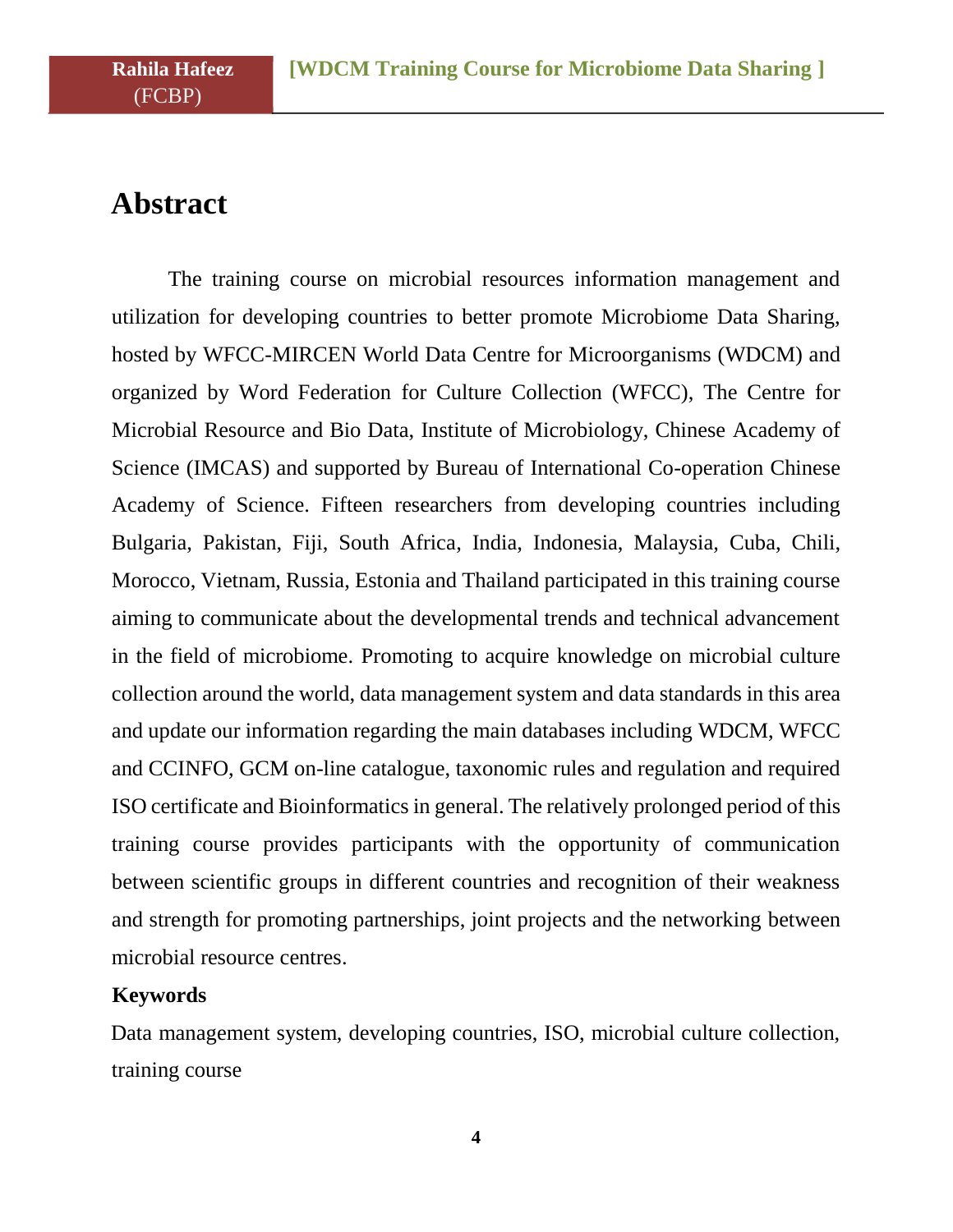# Abstract

The training course on microbial resources information management and utilization for developing countries to better promote Microbiome Data Sharing, hosted by WFCC-MIRCEN World Data Centre for Microorganisms (WDCM) and organized by Word Federation for Culture Collection (WFCC), The Centre for Microbial Resource and Bio Data, Institute of Microbiology, Chinese Academy of Science (IMCAS) and supported by Bureau of International Co-operation Chinese Academy of Science. Fifteen researchers from developing countries including Bulgaria, Pakistan, Fiji, South Africa, India, Indonesia, Malaysia, Cuba, Chili, Morocco, Vietnam, Russia, Estonia and Thailand participated in this training course aiming to communicate about the developmental trends and technical advancement in the field of microbiome. Promoting to acquire knowledge on microbial culture collection around the world, data management system and data standards in this area and update our information regarding the main databases including WDCM, WFCC and CCINFO, GCM on-line catalogue, taxonomic rules and regulation and required ISO certificate and Bioinformatics in general. The relatively prolonged period of this training course provides participants with the opportunity of communication between scientific groups in different countries and recognition of their weakness and strength for promoting partnerships, joint projects and the networking between microbial resource centres.

**Keywords**

Data management system, developing countries, ISO, microbial culture collection, training course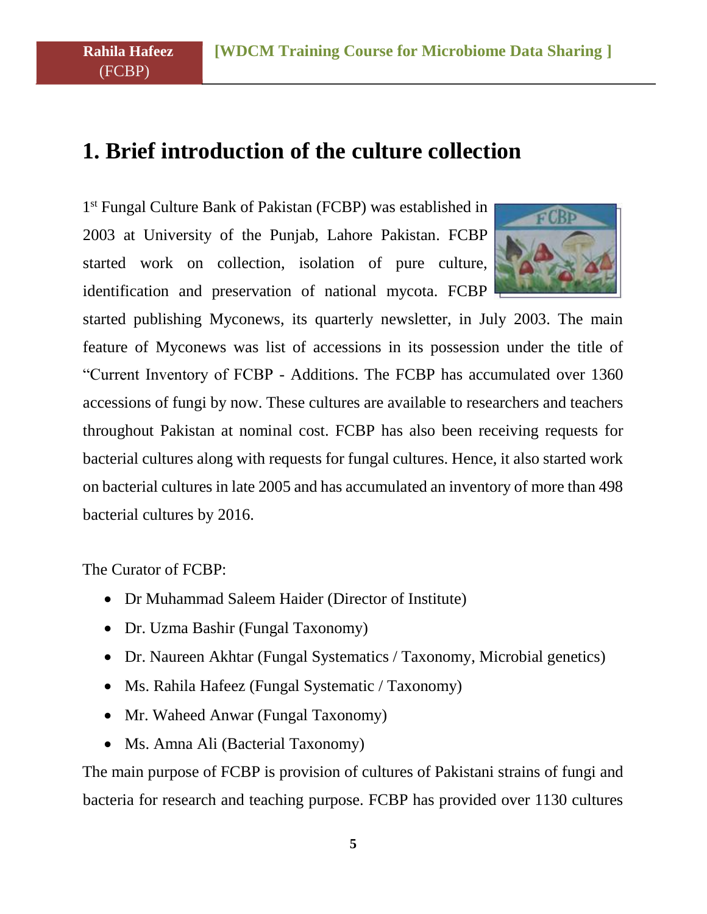# 1. Brief introduction of the culture collection

1st Fungal Culture Bank of Pakistan (FCBP) was established in 2003 at University of the Punjab, Lahore Pakistan. FCBP started work on collection, isolation of pure culture, identification and preservation of national mycota. FCBP started publishing Myconews, its quarterly newsletter, in July 2003. The main feature of Myconews was list of accessions in its possession under the title of "Current Inventory of FCBP - Additions. The FCBP has accumulated over 1360 accessions of fungi by now. These cultures are available to researchers and teachers throughout Pakistan at nominal cost. FCBP has also been receiving requests for bacterial cultures along with requests for fungal cultures. Hence, it also started work on bacterial cultures in late 2005 and has accumulated an inventory of more than 498 bacterial cultures by 2016.

The Curator of FCBP:

- Dr Muhammad Saleem Haider (Director of Institute)
- Dr. Uzma Bashir (Fungal Taxonomy)
- Dr. Naureen Akhtar (Fungal Systematics / Taxonomy, Microbial genetics)
- Ms. Rahila Hafeez (Fungal Systematic / Taxonomy)
- Mr. Waheed Anwar (Fungal Taxonomy)
- Ms. Amna Ali (Bacterial Taxonomy)

The main purpose of FCBP is provision of cultures of Pakistani strains of fungi and bacteria for research and teaching purpose. FCBP has provided over 1130 cultures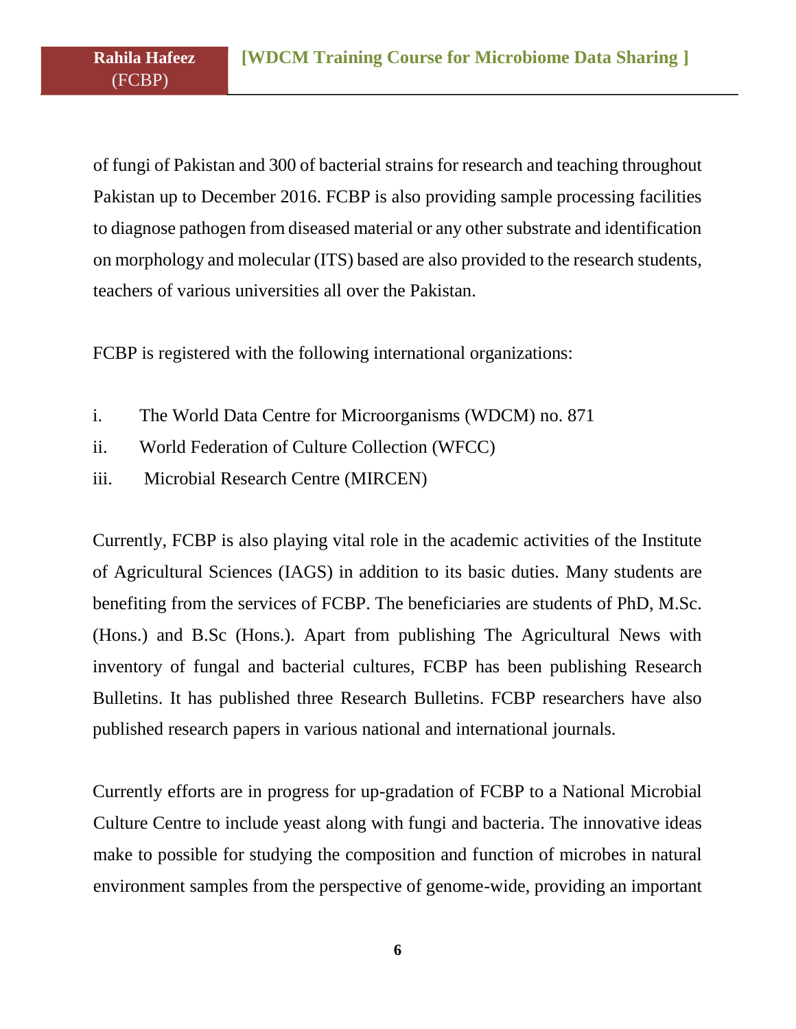of fungi of Pakistan and 300 of bacterial strains for research and teaching throughout Pakistan up to December 2016. FCBP is also providing sample processing facilities to diagnose pathogen from diseased material or any other substrate and identification on morphology and molecular (ITS) based are also provided to the research students, teachers of various universities all over the Pakistan.

FCBP is registered with the following international organizations:

i. The World Data Centre for Microorganisms (WDCM) no. 871
ii. World Federation of Culture Collection (WFCC)
iii. Microbial Research Centre (MIRCEN)

Currently, FCBP is also playing vital role in the academic activities of the Institute of Agricultural Sciences (IAGS) in addition to its basic duties. Many students are benefiting from the services of FCBP. The beneficiaries are students of PhD, M.Sc. (Hons.) and B.Sc (Hons.). Apart from publishing The Agricultural News with inventory of fungal and bacterial cultures, FCBP has been publishing Research Bulletins. It has published three Research Bulletins. FCBP researchers have also published research papers in various national and international journals.

Currently efforts are in progress for up-gradation of FCBP to a National Microbial Culture Centre to include yeast along with fungi and bacteria. The innovative ideas make to possible for studying the composition and function of microbes in natural environment samples from the perspective of genome-wide, providing an important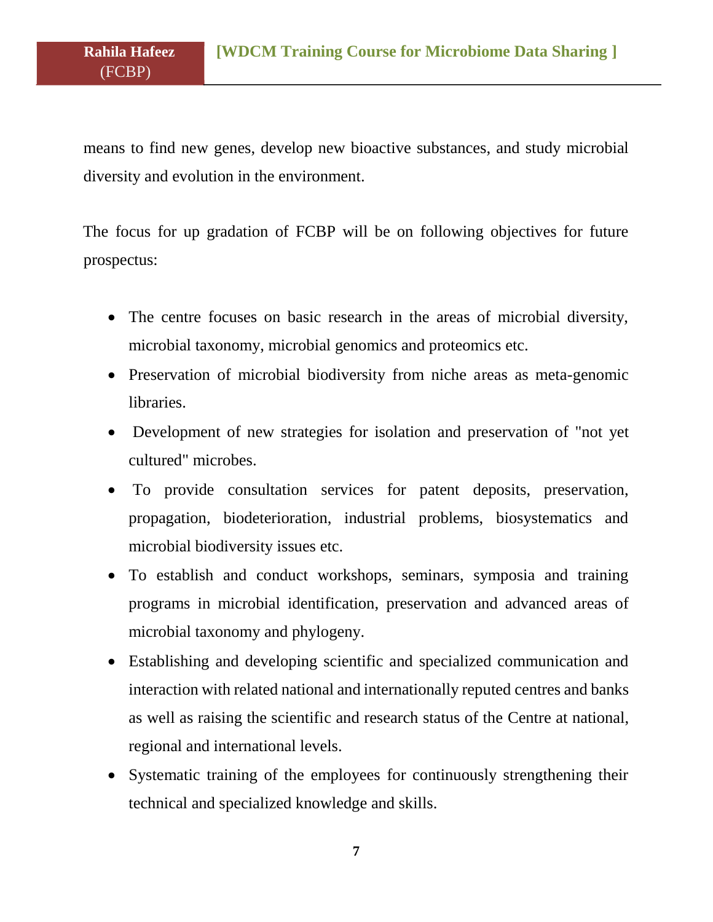means to find new genes, develop new bioactive substances, and study microbial diversity and evolution in the environment.

The focus for up gradation of FCBP will be on following objectives for future prospectus:

- The centre focuses on basic research in the areas of microbial diversity, microbial taxonomy, microbial genomics and proteomics etc.
- Preservation of microbial biodiversity from niche areas as meta-genomic libraries.
- Development of new strategies for isolation and preservation of "not yet cultured" microbes.
- To provide consultation services for patent deposits, preservation, propagation, biodeterioration, industrial problems, biosystematics and microbial biodiversity issues etc.
- To establish and conduct workshops, seminars, symposia and training programs in microbial identification, preservation and advanced areas of microbial taxonomy and phylogeny.
- Establishing and developing scientific and specialized communication and interaction with related national and internationally reputed centres and banks as well as raising the scientific and research status of the Centre at national, regional and international levels.
- Systematic training of the employees for continuously strengthening their technical and specialized knowledge and skills.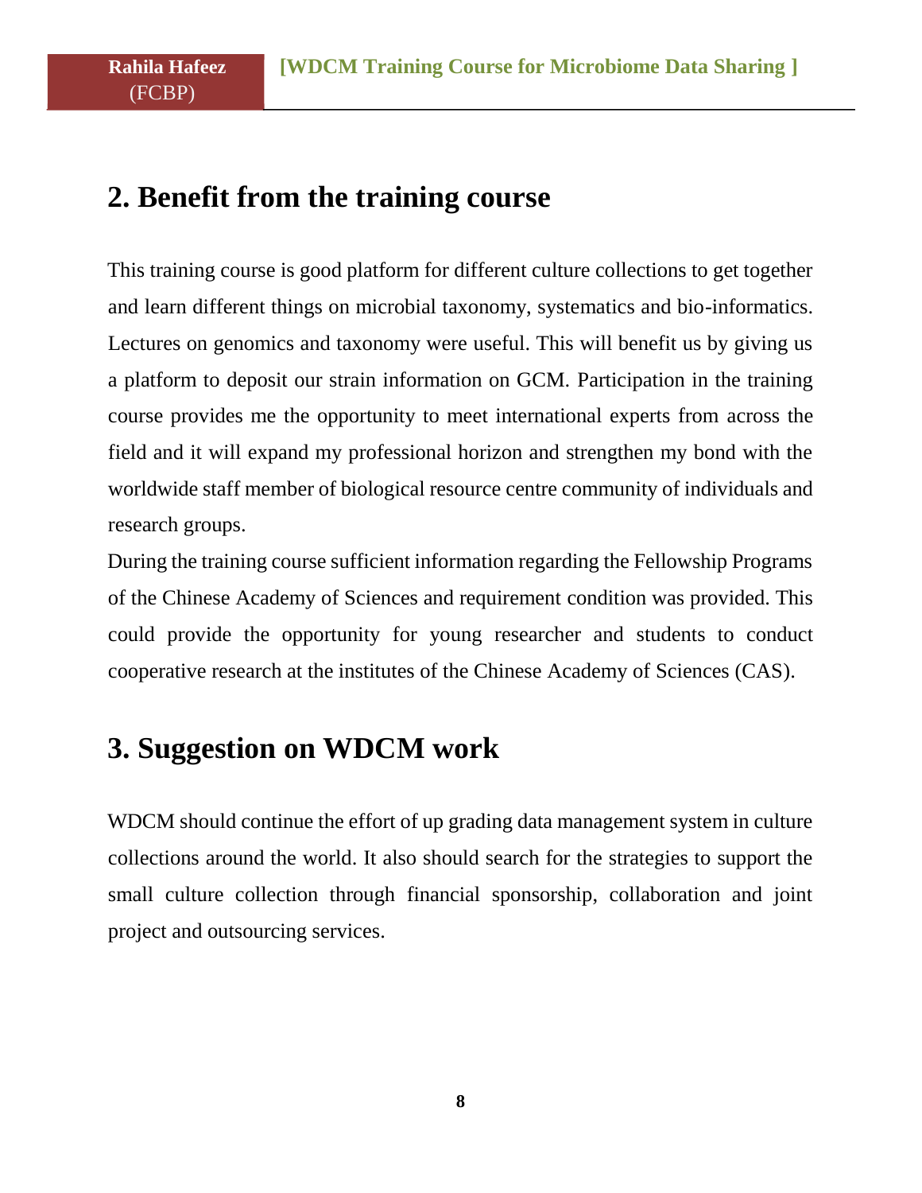## 2. Benefit from the training course

This training course is good platform for different culture collections to get together and learn different things on microbial taxonomy, systematics and bio-informatics. Lectures on genomics and taxonomy were useful. This will benefit us by giving us a platform to deposit our strain information on GCM. Participation in the training course provides me the opportunity to meet international experts from across the field and it will expand my professional horizon and strengthen my bond with the worldwide staff member of biological resource centre community of individuals and research groups.

During the training course sufficient information regarding the Fellowship Programs of the Chinese Academy of Sciences and requirement condition was provided. This could provide the opportunity for young researcher and students to conduct cooperative research at the institutes of the Chinese Academy of Sciences (CAS).

## 3. Suggestion on WDCM work

WDCM should continue the effort of up grading data management system in culture collections around the world. It also should search for the strategies to support the small culture collection through financial sponsorship, collaboration and joint project and outsourcing services.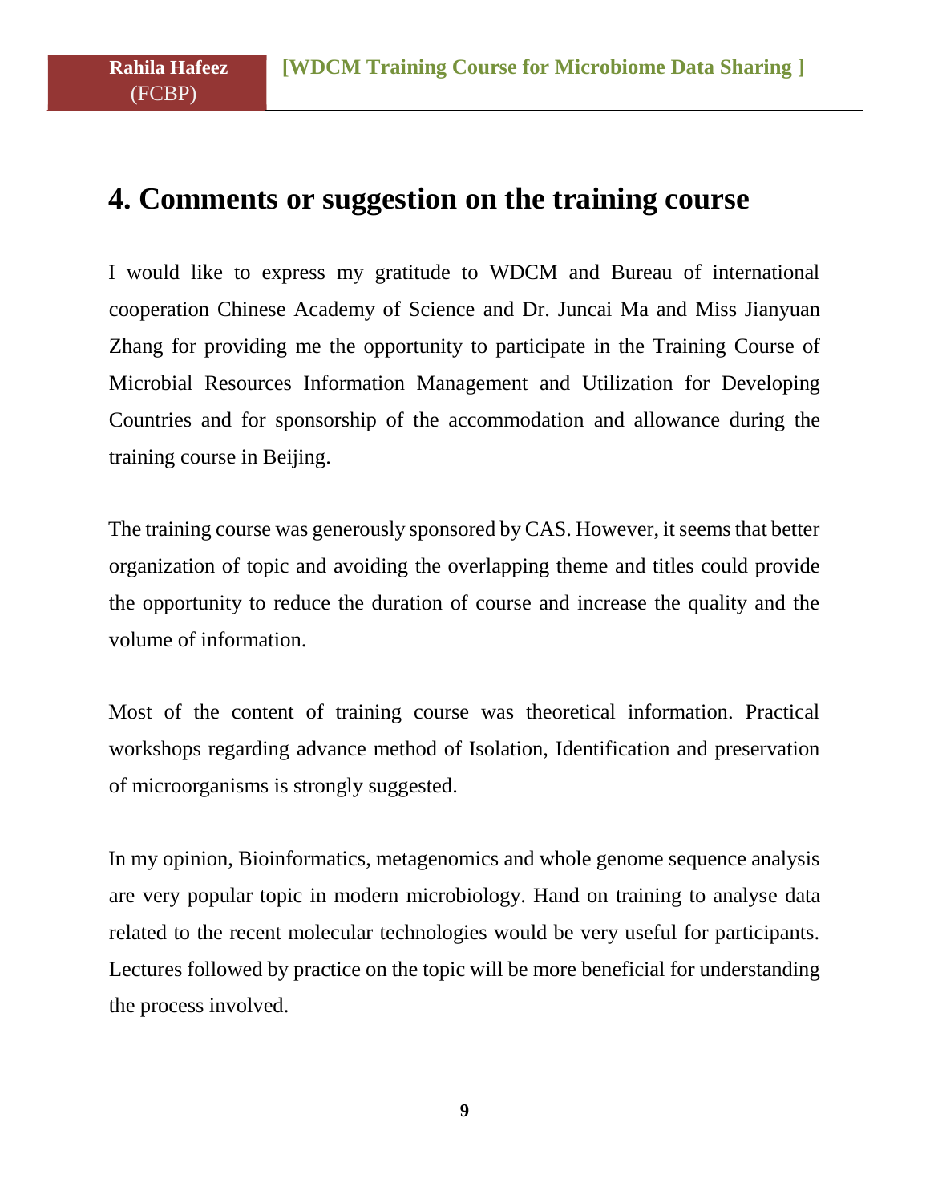# 4. Comments or suggestion on the training course

I would like to express my gratitude to WDCM and Bureau of international cooperation Chinese Academy of Science and Dr. Juncai Ma and Miss Jianyuan Zhang for providing me the opportunity to participate in the Training Course of Microbial Resources Information Management and Utilization for Developing Countries and for sponsorship of the accommodation and allowance during the training course in Beijing.

The training course was generously sponsored by CAS. However, it seems that better organization of topic and avoiding the overlapping theme and titles could provide the opportunity to reduce the duration of course and increase the quality and the volume of information.

Most of the content of training course was theoretical information. Practical workshops regarding advance method of Isolation, Identification and preservation of microorganisms is strongly suggested.

In my opinion, Bioinformatics, metagenomics and whole genome sequence analysis are very popular topic in modern microbiology. Hand on training to analyse data related to the recent molecular technologies would be very useful for participants. Lectures followed by practice on the topic will be more beneficial for understanding the process involved.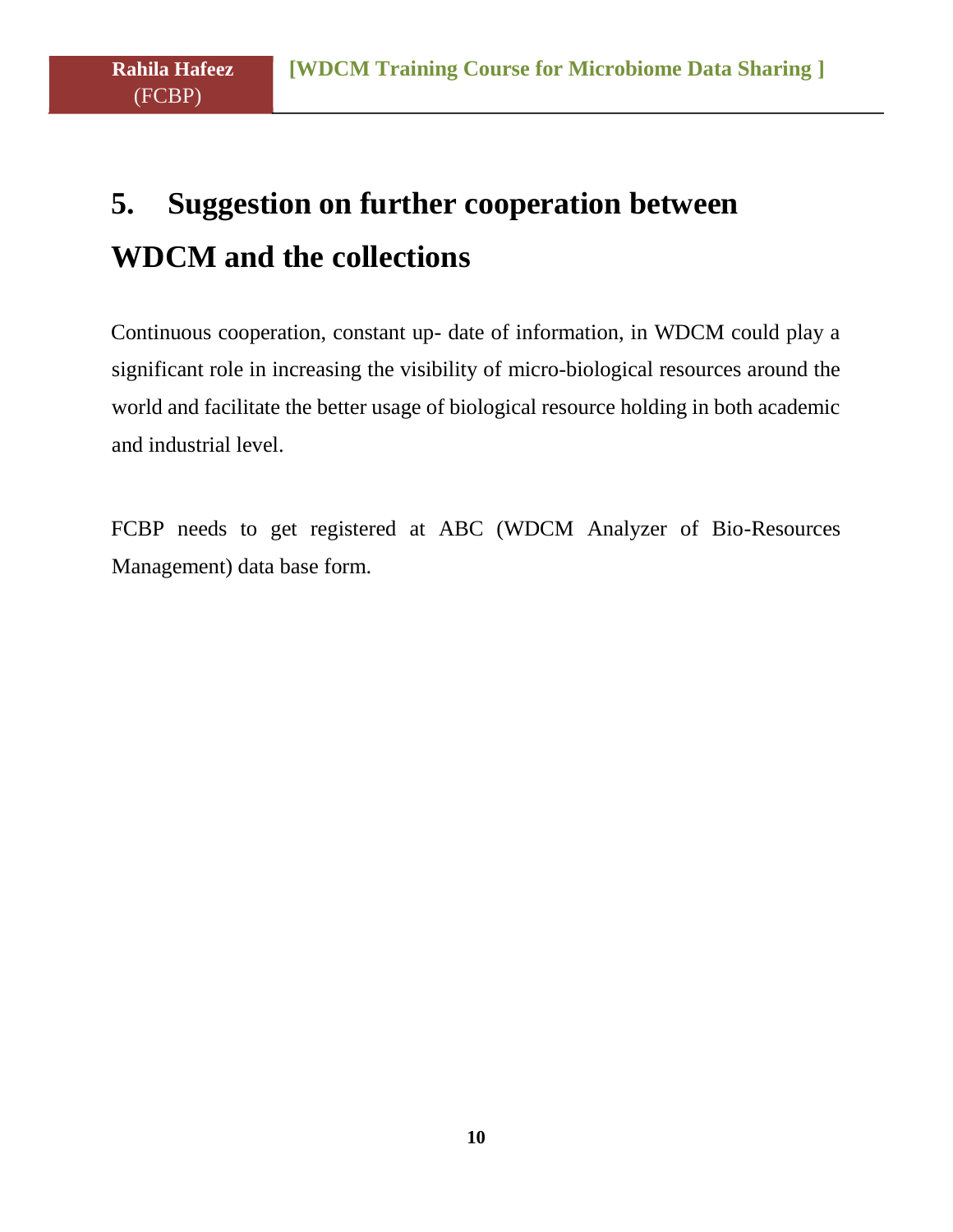# 5. Suggestion on further cooperation between WDCM and the collections

Continuous cooperation, constant up- date of information, in WDCM could play a significant role in increasing the visibility of micro-biological resources around the world and facilitate the better usage of biological resource holding in both academic and industrial level.

FCBP needs to get registered at ABC (WDCM Analyzer of Bio-Resources Management) data base form.